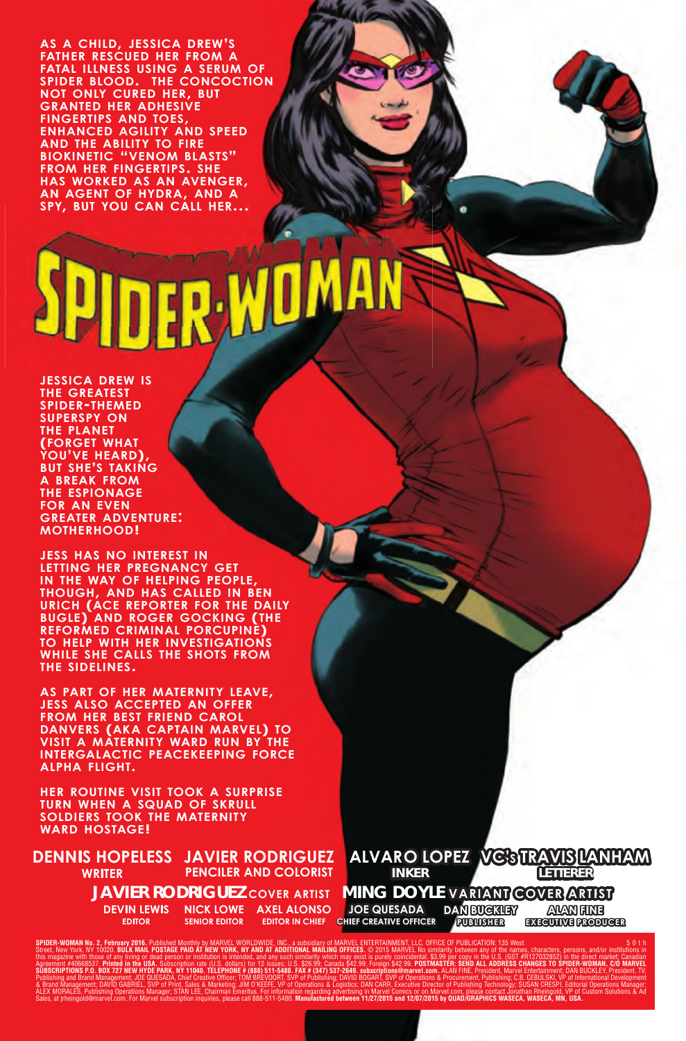AS A CHILD, JESSICA DREW'S FATHER RESCUED HER FROM A FATAL ILLNESS USING A SERUM OF SPIDER BLOOD. THE CONCOCTION NOT ONLY CURED HER, BUT GRANTED HER ADHESIVE FINGERTIPS AND TOES, ENHANCED AGILITY AND SPEED AND THE ABILITY TO FIRE BIOKINETIC "VENOM BLASTS" FROM HER FINGERTIPS. SHE HAS WORKED AS AN AVENGER, AN AGENT OF HYDRA, AND A SPY, BUT YOU CAN CALL HER...

# SPIDER-WOMAN

JESSICA DREW IS THE GREATEST SPIDER-THEMED SUPERSPY ON THE PLANET (FORGET WHAT YOU'VE HEARD), BUT SHE'S TAKING A BREAK FROM THE ESPIONAGE FOR AN EVEN GREATER ADVENTURE: MOTHERHOOD!

JESS HAS NO INTEREST IN LETTING HER PREGNANCY GET IN THE WAY OF HELPING PEOPLE, THOUGH, AND HAS CALLED IN BEN URICH (ACE REPORTER FOR THE DAILY BUGLE) AND ROGER GOCKING (THE REFORMED CRIMINAL PORCUPINE) TO HELP WITH HER INVESTIGATIONS WHILE SHE CALLS THE SHOTS FROM THE SIDELINES.

AS PART OF HER MATERNITY LEAVE, JESS ALSO ACCEPTED AN OFFER FROM HER BEST FRIEND CAROL DANVERS (AKA CAPTAIN MARVEL) TO VISIT A MATERNITY WARD RUN BY THE INTERGALACTIC PEACEKEEPING FORCE ALPHA FLIGHT.

HER ROUTINE VISIT TOOK A SURPRISE TURN WHEN A SQUAD OF SKRULL SOLDIERS TOOK THE MATERNITY WARD HOSTAGE!

**DENNIS HOPELESS** WRITER — **JAVIER RODRIGUEZ** PENCILER AND COLORIST — **ALVARO LOPEZ** INKER — **VC's TRAVIS LANHAM** LETTERER

**JAVIER RODRIGUEZ** COVER ARTIST — **MING DOYLE** VARIANT COVER ARTIST

**DEVIN LEWIS** EDITOR — **NICK LOWE** SENIOR EDITOR — **AXEL ALONSO** EDITOR IN CHIEF — **JOE QUESADA** CHIEF CREATIVE OFFICER — **DAN BUCKLEY** PUBLISHER — **ALAN FINE** EXECUTIVE PRODUCER

**SPIDER-WOMAN No. 2, February 2016.** Published Monthly by MARVEL WORLDWIDE, INC., a subsidiary of MARVEL ENTERTAINMENT, LLC. OFFICE OF PUBLICATION: 135 West 50th Street, New York, NY 10020. **BULK MAIL POSTAGE PAID AT NEW YORK, NY AND AT ADDITIONAL MAILING OFFICES.** © 2015 MARVEL No similarity between any of the names, characters, persons, and/or institutions in this magazine with those of any living or dead person or institution is intended, and any such similarity which may exist is purely coincidental. $3.99 per copy in the U.S. (GST #R127032852) in the direct market; Canadian Agreement #40668537. **Printed in the USA.** Subscription rate (U.S. dollars) for 12 issues: U.S. $26.99; Canada $42.99; Foreign $42.99. **POSTMASTER: SEND ALL ADDRESS CHANGES TO SPIDER-WOMAN, C/O MARVEL SUBSCRIPTIONS P.O. BOX 727 NEW HYDE PARK, NY 11040. TELEPHONE # (888) 511-5480. FAX # (347) 537-2649. subscriptions@marvel.com.** ALAN FINE, President, Marvel Entertainment; DAN BUCKLEY, President, TV, Publishing and Brand Management; JOE QUESADA, Chief Creative Officer; TOM BREVOORT, SVP of Publishing; DAVID BOGART, SVP of Operations & Procurement, Publishing; C.B. CEBULSKI, VP of International Development & Brand Management; DAVID GABRIEL, SVP of Print, Sales & Marketing; JIM O'KEEFE, VP of Operations & Logistics; DAN CARR, Executive Director of Publishing Technology; SUSAN CRESPI, Editorial Operations Manager; ALEX MORALES, Publishing Operations Manager; STAN LEE, Chairman Emeritus. For information regarding advertising in Marvel Comics or on Marvel.com, please contact Jonathan Rheingold, VP of Custom Solutions & Ad Sales, at jrheingold@marvel.com. For Marvel subscription inquiries, please call 888-511-5480. **Manufactured between 11/27/2015 and 12/07/2015 by QUAD/GRAPHICS WASECA, WASECA, MN, USA.**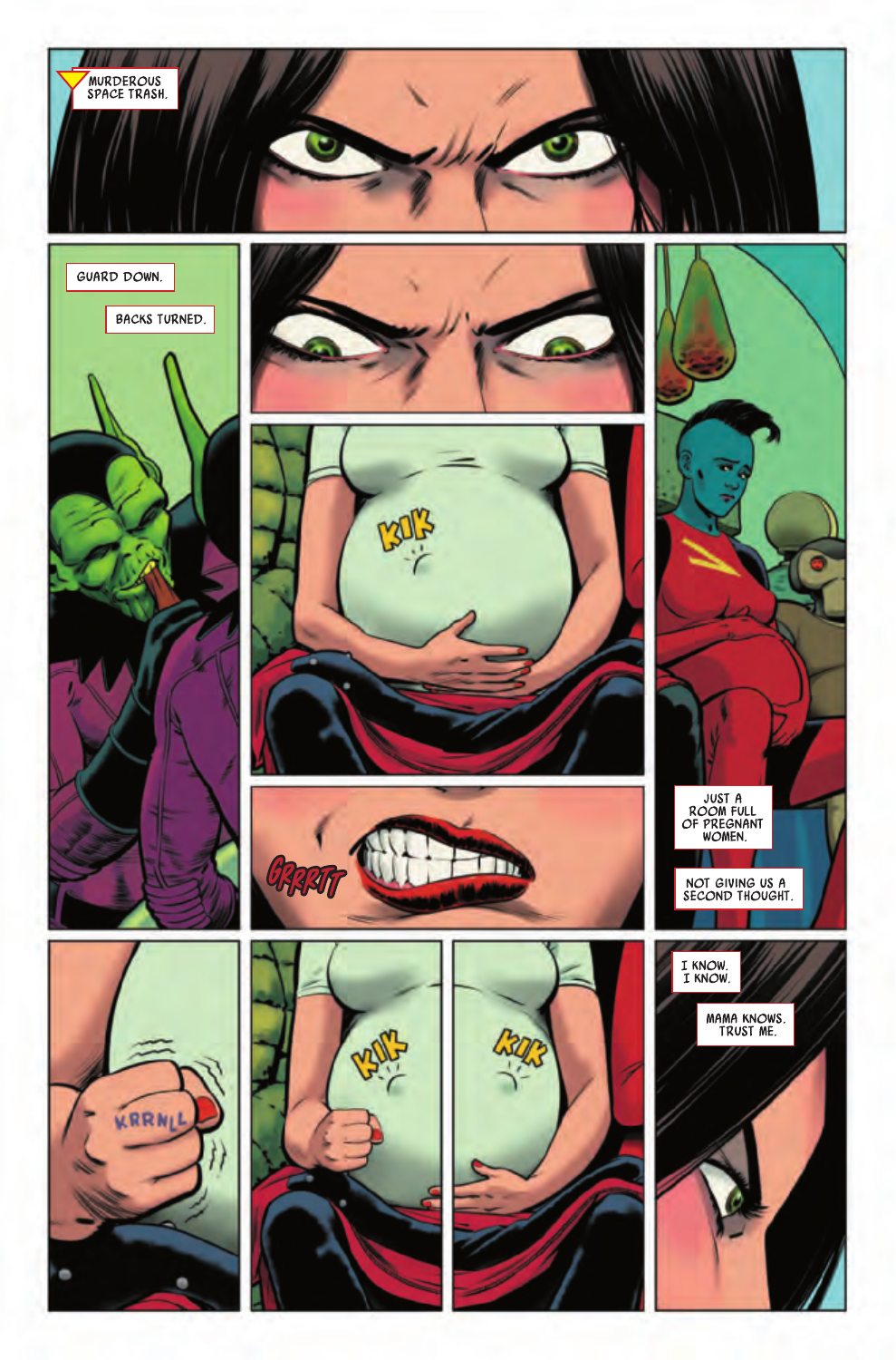MURDEROUS SPACE TRASH.

GUARD DOWN.

BACKS TURNED.

KIK

GRRRTT

JUST A ROOM FULL OF PREGNANT WOMEN.

NOT GIVING US A SECOND THOUGHT.

KRRNLL

KIK

KIK

I KNOW. I KNOW.

MAMA KNOWS. TRUST ME.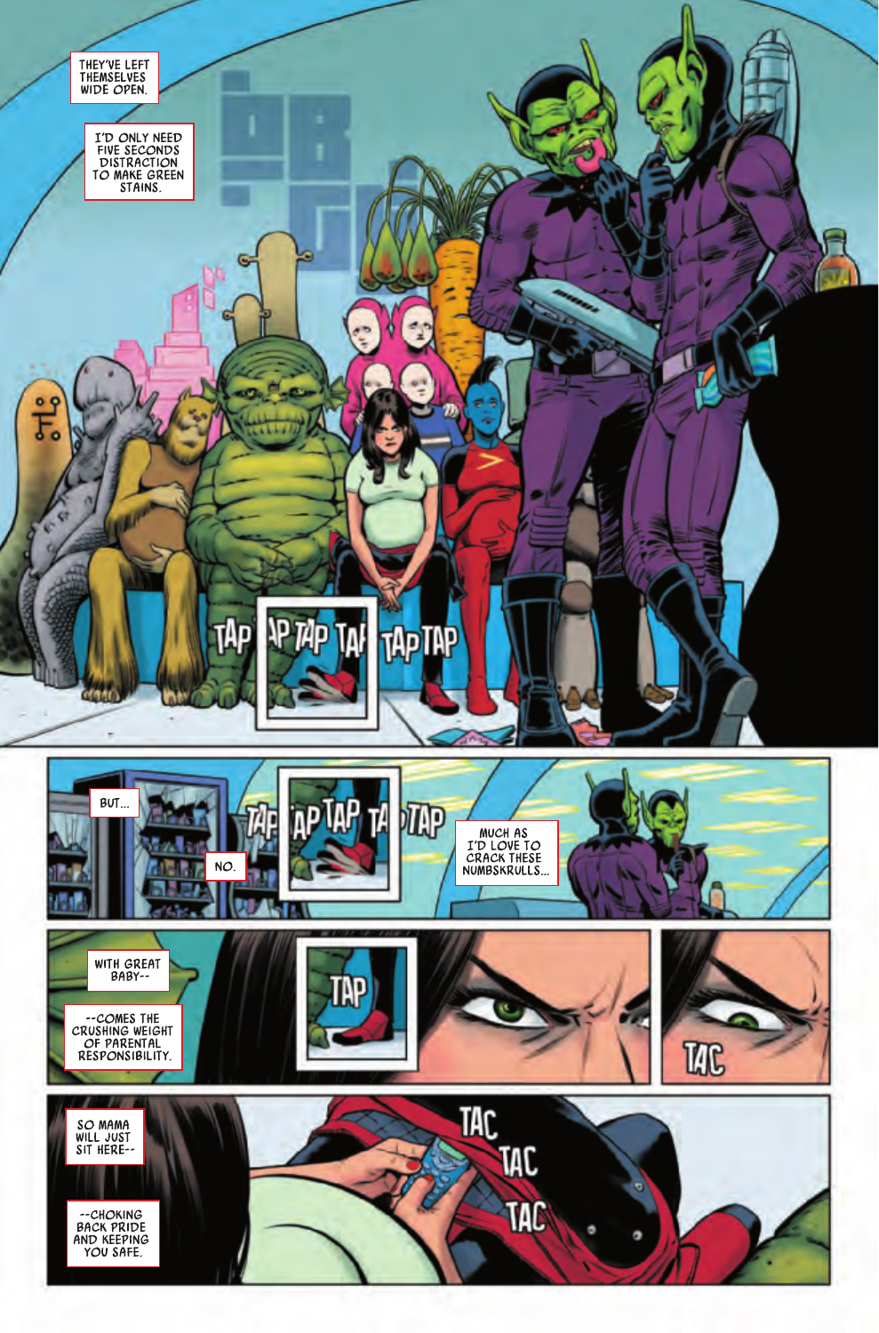THEY'VE LEFT THEMSELVES WIDE OPEN.

I'D ONLY NEED FIVE SECONDS DISTRACTION TO MAKE GREEN STAINS.

TAP TAP TAP TAP TAP TAP

BUT...

NO.

TAP TAP TAP TAP TAP

MUCH AS I'D LOVE TO CRACK THESE NUMBSKRULLS...

WITH GREAT BABY--

--COMES THE CRUSHING WEIGHT OF PARENTAL RESPONSIBILITY.

TAP

TAC

SO MAMA WILL JUST SIT HERE--

--CHOKING BACK PRIDE AND KEEPING YOU SAFE.

TAC TAC TAC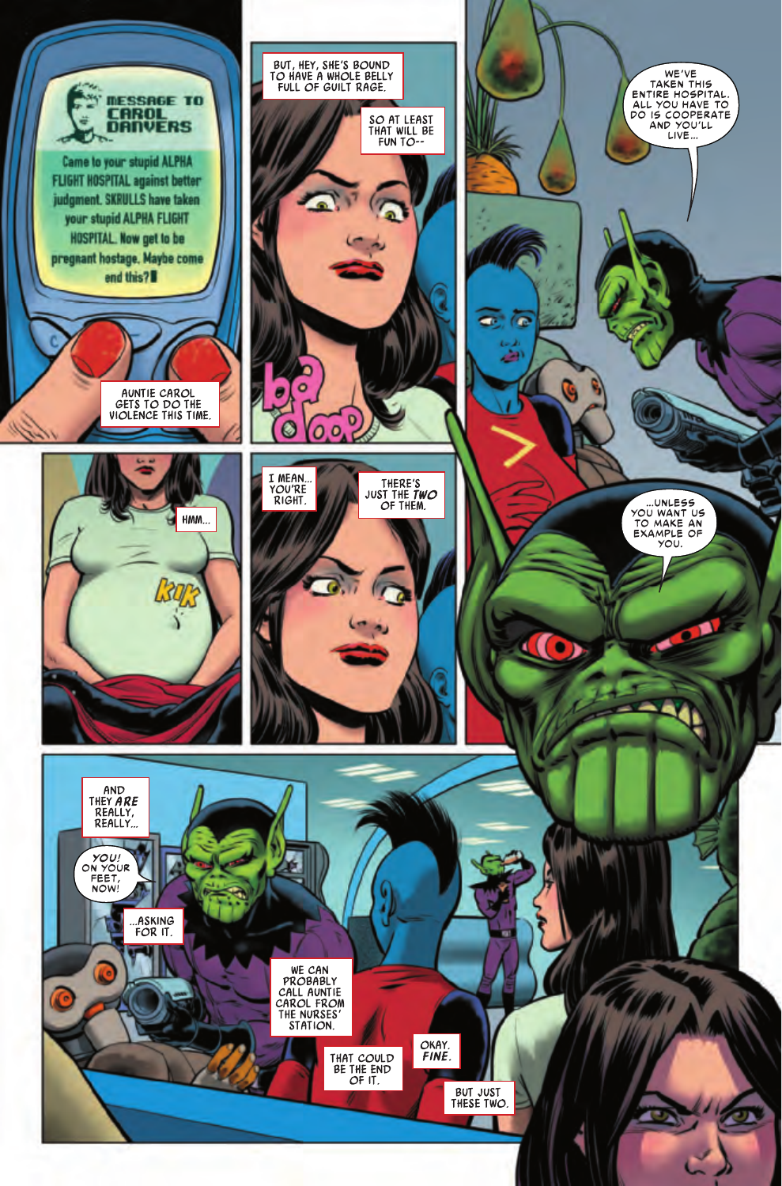**MESSAGE TO CAROL DANVERS**

Came to your stupid ALPHA FLIGHT HOSPITAL against better judgment. SKRULLS have taken your stupid ALPHA FLIGHT HOSPITAL. Now get to be pregnant hostage. Maybe come end this?

AUNTIE CAROL GETS TO DO THE VIOLENCE THIS TIME.

BUT, HEY, SHE'S BOUND TO HAVE A WHOLE BELLY FULL OF GUILT RAGE.

SO AT LEAST THAT WILL BE FUN TO--

ba doop

WE'VE TAKEN THIS ENTIRE HOSPITAL. ALL YOU HAVE TO DO IS COOPERATE AND YOU'LL LIVE...

...UNLESS YOU WANT US TO MAKE AN EXAMPLE OF YOU.

HMM...

KIK

I MEAN... YOU'RE RIGHT.

THERE'S JUST THE *TWO* OF THEM.

AND THEY *ARE* REALLY, REALLY...

YOU! ON YOUR FEET, NOW!

...ASKING FOR IT.

WE CAN PROBABLY CALL AUNTIE CAROL FROM THE NURSES' STATION.

THAT COULD BE THE END OF IT.

OKAY. *FINE*.

BUT JUST THESE TWO.